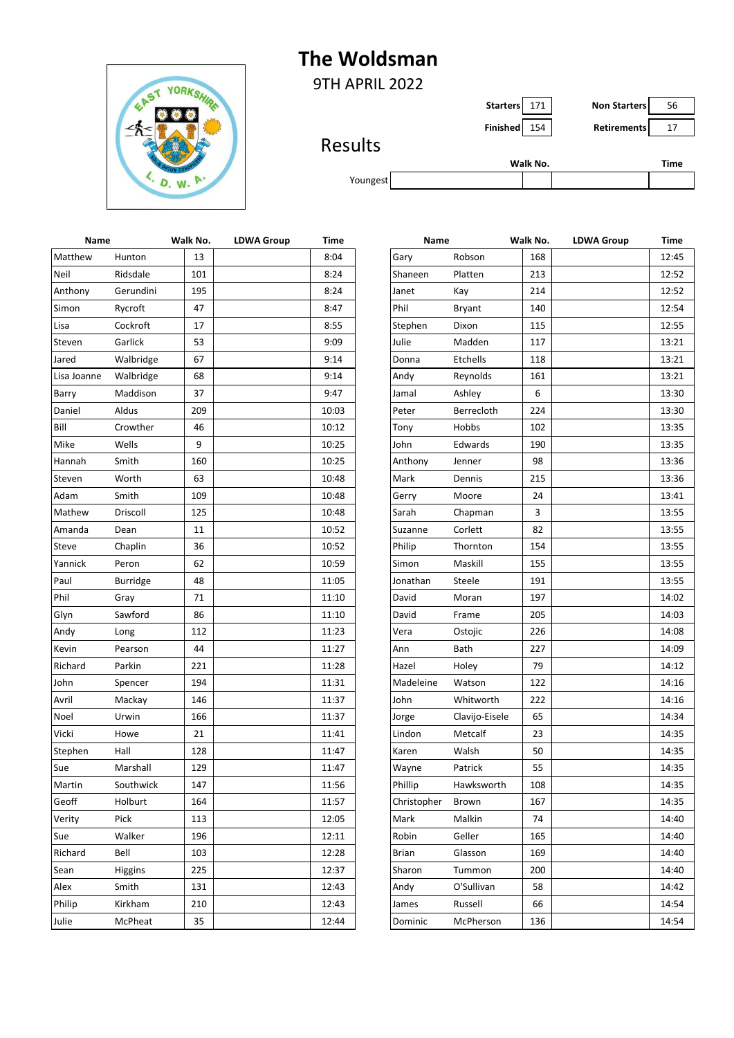# The Woldsman

9TH APRIL 2022

| Starters | 171 | Non Starters | 56 |
|---|---|---|---|
| Finished | 154 | Retirements | 17 |

## Results

| | | Walk No. | | Time |
|---|---|---|---|---|
| Youngest | | | | |

| Name | | Walk No. | LDWA Group | Time |
|---|---|---|---|---|
| Matthew | Hunton | 13 | | 8:04 |
| Neil | Ridsdale | 101 | | 8:24 |
| Anthony | Gerundini | 195 | | 8:24 |
| Simon | Rycroft | 47 | | 8:47 |
| Lisa | Cockroft | 17 | | 8:55 |
| Steven | Garlick | 53 | | 9:09 |
| Jared | Walbridge | 67 | | 9:14 |
| Lisa Joanne | Walbridge | 68 | | 9:14 |
| Barry | Maddison | 37 | | 9:47 |
| Daniel | Aldus | 209 | | 10:03 |
| Bill | Crowther | 46 | | 10:12 |
| Mike | Wells | 9 | | 10:25 |
| Hannah | Smith | 160 | | 10:25 |
| Steven | Worth | 63 | | 10:48 |
| Adam | Smith | 109 | | 10:48 |
| Mathew | Driscoll | 125 | | 10:48 |
| Amanda | Dean | 11 | | 10:52 |
| Steve | Chaplin | 36 | | 10:52 |
| Yannick | Peron | 62 | | 10:59 |
| Paul | Burridge | 48 | | 11:05 |
| Phil | Gray | 71 | | 11:10 |
| Glyn | Sawford | 86 | | 11:10 |
| Andy | Long | 112 | | 11:23 |
| Kevin | Pearson | 44 | | 11:27 |
| Richard | Parkin | 221 | | 11:28 |
| John | Spencer | 194 | | 11:31 |
| Avril | Mackay | 146 | | 11:37 |
| Noel | Urwin | 166 | | 11:37 |
| Vicki | Howe | 21 | | 11:41 |
| Stephen | Hall | 128 | | 11:47 |
| Sue | Marshall | 129 | | 11:47 |
| Martin | Southwick | 147 | | 11:56 |
| Geoff | Holburt | 164 | | 11:57 |
| Verity | Pick | 113 | | 12:05 |
| Sue | Walker | 196 | | 12:11 |
| Richard | Bell | 103 | | 12:28 |
| Sean | Higgins | 225 | | 12:37 |
| Alex | Smith | 131 | | 12:43 |
| Philip | Kirkham | 210 | | 12:43 |
| Julie | McPheat | 35 | | 12:44 |
| Gary | Robson | 168 | | 12:45 |
| Shaneen | Platten | 213 | | 12:52 |
| Janet | Kay | 214 | | 12:52 |
| Phil | Bryant | 140 | | 12:54 |
| Stephen | Dixon | 115 | | 12:55 |
| Julie | Madden | 117 | | 13:21 |
| Donna | Etchells | 118 | | 13:21 |
| Andy | Reynolds | 161 | | 13:21 |
| Jamal | Ashley | 6 | | 13:30 |
| Peter | Berrecloth | 224 | | 13:30 |
| Tony | Hobbs | 102 | | 13:35 |
| John | Edwards | 190 | | 13:35 |
| Anthony | Jenner | 98 | | 13:36 |
| Mark | Dennis | 215 | | 13:36 |
| Gerry | Moore | 24 | | 13:41 |
| Sarah | Chapman | 3 | | 13:55 |
| Suzanne | Corlett | 82 | | 13:55 |
| Philip | Thornton | 154 | | 13:55 |
| Simon | Maskill | 155 | | 13:55 |
| Jonathan | Steele | 191 | | 13:55 |
| David | Moran | 197 | | 14:02 |
| David | Frame | 205 | | 14:03 |
| Vera | Ostojic | 226 | | 14:08 |
| Ann | Bath | 227 | | 14:09 |
| Hazel | Holey | 79 | | 14:12 |
| Madeleine | Watson | 122 | | 14:16 |
| John | Whitworth | 222 | | 14:16 |
| Jorge | Clavijo-Eisele | 65 | | 14:34 |
| Lindon | Metcalf | 23 | | 14:35 |
| Karen | Walsh | 50 | | 14:35 |
| Wayne | Patrick | 55 | | 14:35 |
| Phillip | Hawksworth | 108 | | 14:35 |
| Christopher | Brown | 167 | | 14:35 |
| Mark | Malkin | 74 | | 14:40 |
| Robin | Geller | 165 | | 14:40 |
| Brian | Glasson | 169 | | 14:40 |
| Sharon | Tummon | 200 | | 14:40 |
| Andy | O'Sullivan | 58 | | 14:42 |
| James | Russell | 66 | | 14:54 |
| Dominic | McPherson | 136 | | 14:54 |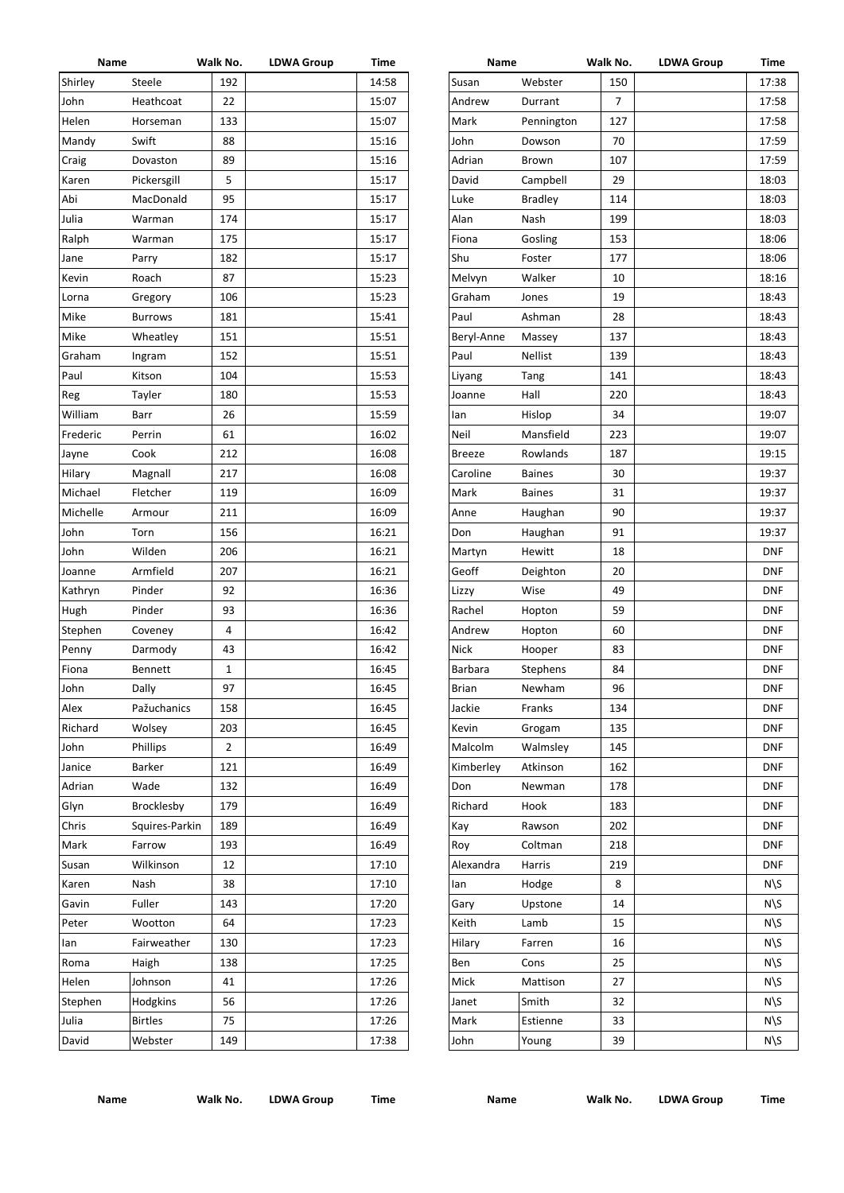| Name | | Walk No. | LDWA Group | Time |
|---|---|---|---|---|
| Shirley | Steele | 192 | | 14:58 |
| John | Heathcoat | 22 | | 15:07 |
| Helen | Horseman | 133 | | 15:07 |
| Mandy | Swift | 88 | | 15:16 |
| Craig | Dovaston | 89 | | 15:16 |
| Karen | Pickersgill | 5 | | 15:17 |
| Abi | MacDonald | 95 | | 15:17 |
| Julia | Warman | 174 | | 15:17 |
| Ralph | Warman | 175 | | 15:17 |
| Jane | Parry | 182 | | 15:17 |
| Kevin | Roach | 87 | | 15:23 |
| Lorna | Gregory | 106 | | 15:23 |
| Mike | Burrows | 181 | | 15:41 |
| Mike | Wheatley | 151 | | 15:51 |
| Graham | Ingram | 152 | | 15:51 |
| Paul | Kitson | 104 | | 15:53 |
| Reg | Tayler | 180 | | 15:53 |
| William | Barr | 26 | | 15:59 |
| Frederic | Perrin | 61 | | 16:02 |
| Jayne | Cook | 212 | | 16:08 |
| Hilary | Magnall | 217 | | 16:08 |
| Michael | Fletcher | 119 | | 16:09 |
| Michelle | Armour | 211 | | 16:09 |
| John | Torn | 156 | | 16:21 |
| John | Wilden | 206 | | 16:21 |
| Joanne | Armfield | 207 | | 16:21 |
| Kathryn | Pinder | 92 | | 16:36 |
| Hugh | Pinder | 93 | | 16:36 |
| Stephen | Coveney | 4 | | 16:42 |
| Penny | Darmody | 43 | | 16:42 |
| Fiona | Bennett | 1 | | 16:45 |
| John | Dally | 97 | | 16:45 |
| Alex | Pažuchanics | 158 | | 16:45 |
| Richard | Wolsey | 203 | | 16:45 |
| John | Phillips | 2 | | 16:49 |
| Janice | Barker | 121 | | 16:49 |
| Adrian | Wade | 132 | | 16:49 |
| Glyn | Brocklesby | 179 | | 16:49 |
| Chris | Squires-Parkin | 189 | | 16:49 |
| Mark | Farrow | 193 | | 16:49 |
| Susan | Wilkinson | 12 | | 17:10 |
| Karen | Nash | 38 | | 17:10 |
| Gavin | Fuller | 143 | | 17:20 |
| Peter | Wootton | 64 | | 17:23 |
| Ian | Fairweather | 130 | | 17:23 |
| Roma | Haigh | 138 | | 17:25 |
| Helen | Johnson | 41 | | 17:26 |
| Stephen | Hodgkins | 56 | | 17:26 |
| Julia | Birtles | 75 | | 17:26 |
| David | Webster | 149 | | 17:38 |
| Susan | Webster | 150 | | 17:38 |
| Andrew | Durrant | 7 | | 17:58 |
| Mark | Pennington | 127 | | 17:58 |
| John | Dowson | 70 | | 17:59 |
| Adrian | Brown | 107 | | 17:59 |
| David | Campbell | 29 | | 18:03 |
| Luke | Bradley | 114 | | 18:03 |
| Alan | Nash | 199 | | 18:03 |
| Fiona | Gosling | 153 | | 18:06 |
| Shu | Foster | 177 | | 18:06 |
| Melvyn | Walker | 10 | | 18:16 |
| Graham | Jones | 19 | | 18:43 |
| Paul | Ashman | 28 | | 18:43 |
| Beryl-Anne | Massey | 137 | | 18:43 |
| Paul | Nellist | 139 | | 18:43 |
| Liyang | Tang | 141 | | 18:43 |
| Joanne | Hall | 220 | | 18:43 |
| Ian | Hislop | 34 | | 19:07 |
| Neil | Mansfield | 223 | | 19:07 |
| Breeze | Rowlands | 187 | | 19:15 |
| Caroline | Baines | 30 | | 19:37 |
| Mark | Baines | 31 | | 19:37 |
| Anne | Haughan | 90 | | 19:37 |
| Don | Haughan | 91 | | 19:37 |
| Martyn | Hewitt | 18 | | DNF |
| Geoff | Deighton | 20 | | DNF |
| Lizzy | Wise | 49 | | DNF |
| Rachel | Hopton | 59 | | DNF |
| Andrew | Hopton | 60 | | DNF |
| Nick | Hooper | 83 | | DNF |
| Barbara | Stephens | 84 | | DNF |
| Brian | Newham | 96 | | DNF |
| Jackie | Franks | 134 | | DNF |
| Kevin | Grogam | 135 | | DNF |
| Malcolm | Walmsley | 145 | | DNF |
| Kimberley | Atkinson | 162 | | DNF |
| Don | Newman | 178 | | DNF |
| Richard | Hook | 183 | | DNF |
| Kay | Rawson | 202 | | DNF |
| Roy | Coltman | 218 | | DNF |
| Alexandra | Harris | 219 | | DNF |
| Ian | Hodge | 8 | | N\S |
| Gary | Upstone | 14 | | N\S |
| Keith | Lamb | 15 | | N\S |
| Hilary | Farren | 16 | | N\S |
| Ben | Cons | 25 | | N\S |
| Mick | Mattison | 27 | | N\S |
| Janet | Smith | 32 | | N\S |
| Mark | Estienne | 33 | | N\S |
| John | Young | 39 | | N\S |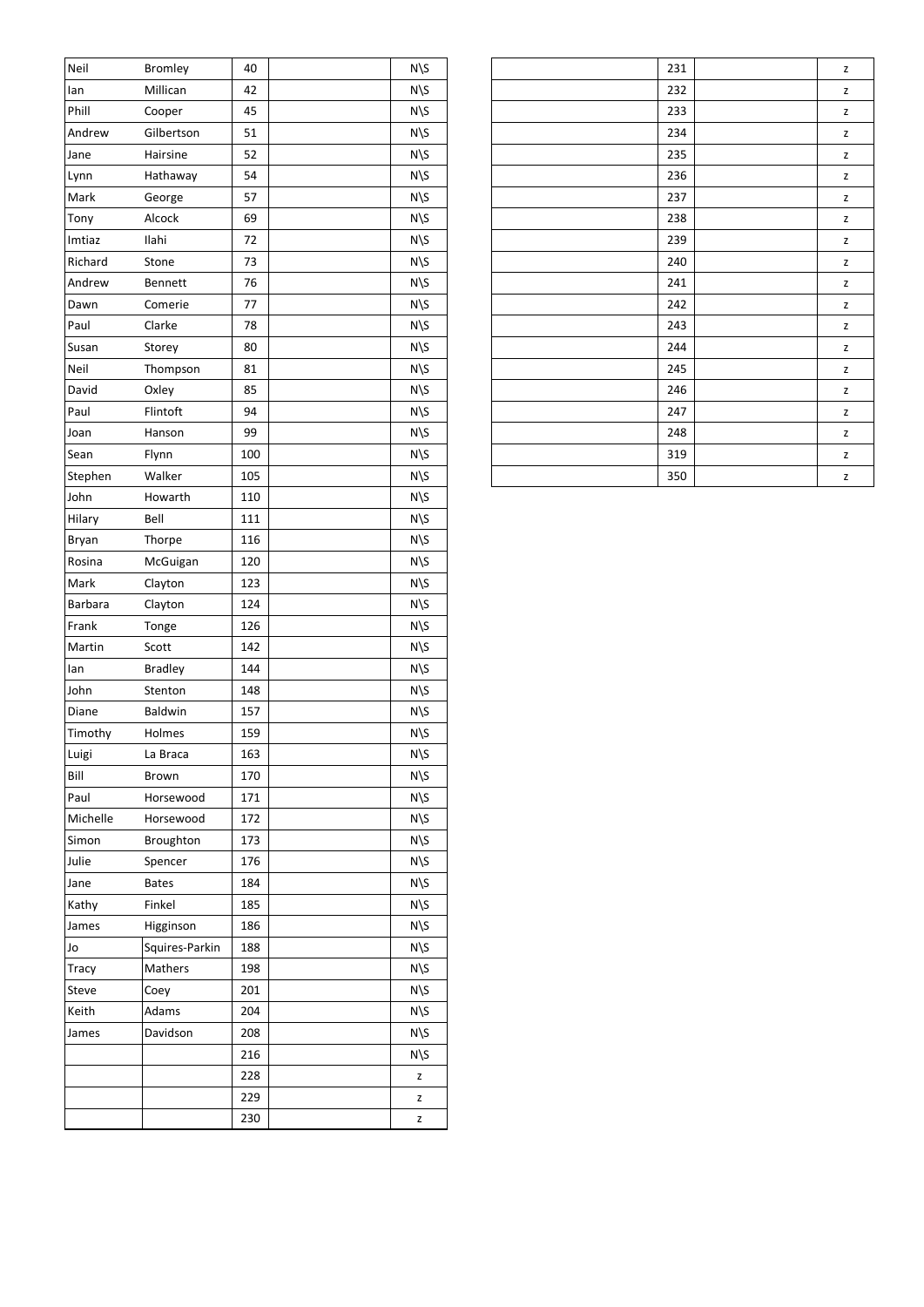| | | | | |
|---|---|---|---|---|
| Neil | Bromley | 40 | | N\S |
| Ian | Millican | 42 | | N\S |
| Phill | Cooper | 45 | | N\S |
| Andrew | Gilbertson | 51 | | N\S |
| Jane | Hairsine | 52 | | N\S |
| Lynn | Hathaway | 54 | | N\S |
| Mark | George | 57 | | N\S |
| Tony | Alcock | 69 | | N\S |
| Imtiaz | Ilahi | 72 | | N\S |
| Richard | Stone | 73 | | N\S |
| Andrew | Bennett | 76 | | N\S |
| Dawn | Comerie | 77 | | N\S |
| Paul | Clarke | 78 | | N\S |
| Susan | Storey | 80 | | N\S |
| Neil | Thompson | 81 | | N\S |
| David | Oxley | 85 | | N\S |
| Paul | Flintoft | 94 | | N\S |
| Joan | Hanson | 99 | | N\S |
| Sean | Flynn | 100 | | N\S |
| Stephen | Walker | 105 | | N\S |
| John | Howarth | 110 | | N\S |
| Hilary | Bell | 111 | | N\S |
| Bryan | Thorpe | 116 | | N\S |
| Rosina | McGuigan | 120 | | N\S |
| Mark | Clayton | 123 | | N\S |
| Barbara | Clayton | 124 | | N\S |
| Frank | Tonge | 126 | | N\S |
| Martin | Scott | 142 | | N\S |
| Ian | Bradley | 144 | | N\S |
| John | Stenton | 148 | | N\S |
| Diane | Baldwin | 157 | | N\S |
| Timothy | Holmes | 159 | | N\S |
| Luigi | La Braca | 163 | | N\S |
| Bill | Brown | 170 | | N\S |
| Paul | Horsewood | 171 | | N\S |
| Michelle | Horsewood | 172 | | N\S |
| Simon | Broughton | 173 | | N\S |
| Julie | Spencer | 176 | | N\S |
| Jane | Bates | 184 | | N\S |
| Kathy | Finkel | 185 | | N\S |
| James | Higginson | 186 | | N\S |
| Jo | Squires-Parkin | 188 | | N\S |
| Tracy | Mathers | 198 | | N\S |
| Steve | Coey | 201 | | N\S |
| Keith | Adams | 204 | | N\S |
| James | Davidson | 208 | | N\S |
| | | 216 | | N\S |
| | | 228 | | z |
| | | 229 | | z |
| | | 230 | | z |

| | | | |
|---|---|---|---|
| | 231 | | z |
| | 232 | | z |
| | 233 | | z |
| | 234 | | z |
| | 235 | | z |
| | 236 | | z |
| | 237 | | z |
| | 238 | | z |
| | 239 | | z |
| | 240 | | z |
| | 241 | | z |
| | 242 | | z |
| | 243 | | z |
| | 244 | | z |
| | 245 | | z |
| | 246 | | z |
| | 247 | | z |
| | 248 | | z |
| | 319 | | z |
| | 350 | | z |